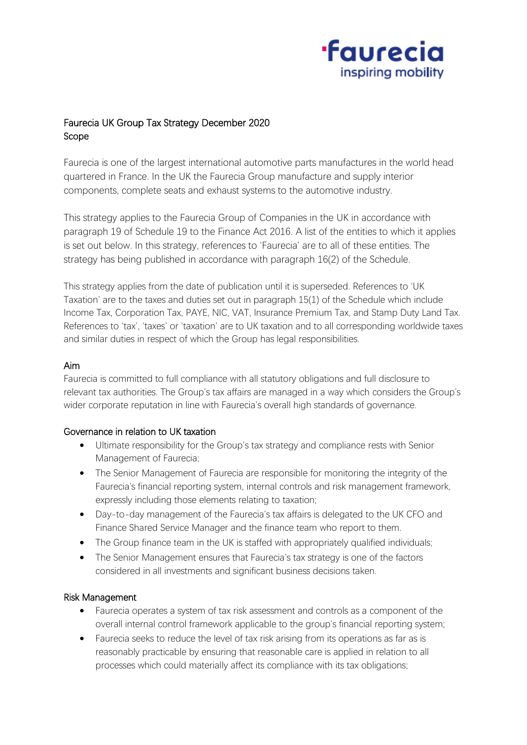# Faurecia UK Group Tax Strategy December 2020

## Scope

Faurecia is one of the largest international automotive parts manufactures in the world head quartered in France. In the UK the Faurecia Group manufacture and supply interior components, complete seats and exhaust systems to the automotive industry.

This strategy applies to the Faurecia Group of Companies in the UK in accordance with paragraph 19 of Schedule 19 to the Finance Act 2016. A list of the entities to which it applies is set out below. In this strategy, references to 'Faurecia' are to all of these entities. The strategy has being published in accordance with paragraph 16(2) of the Schedule.

This strategy applies from the date of publication until it is superseded. References to 'UK Taxation' are to the taxes and duties set out in paragraph 15(1) of the Schedule which include Income Tax, Corporation Tax, PAYE, NIC, VAT, Insurance Premium Tax, and Stamp Duty Land Tax. References to 'tax', 'taxes' or 'taxation' are to UK taxation and to all corresponding worldwide taxes and similar duties in respect of which the Group has legal responsibilities.

## Aim

Faurecia is committed to full compliance with all statutory obligations and full disclosure to relevant tax authorities. The Group's tax affairs are managed in a way which considers the Group's wider corporate reputation in line with Faurecia's overall high standards of governance.

## Governance in relation to UK taxation

- Ultimate responsibility for the Group's tax strategy and compliance rests with Senior Management of Faurecia;
- The Senior Management of Faurecia are responsible for monitoring the integrity of the Faurecia's financial reporting system, internal controls and risk management framework, expressly including those elements relating to taxation;
- Day-to-day management of the Faurecia's tax affairs is delegated to the UK CFO and Finance Shared Service Manager and the finance team who report to them.
- The Group finance team in the UK is staffed with appropriately qualified individuals;
- The Senior Management ensures that Faurecia's tax strategy is one of the factors considered in all investments and significant business decisions taken.

## Risk Management

- Faurecia operates a system of tax risk assessment and controls as a component of the overall internal control framework applicable to the group's financial reporting system;
- Faurecia seeks to reduce the level of tax risk arising from its operations as far as is reasonably practicable by ensuring that reasonable care is applied in relation to all processes which could materially affect its compliance with its tax obligations;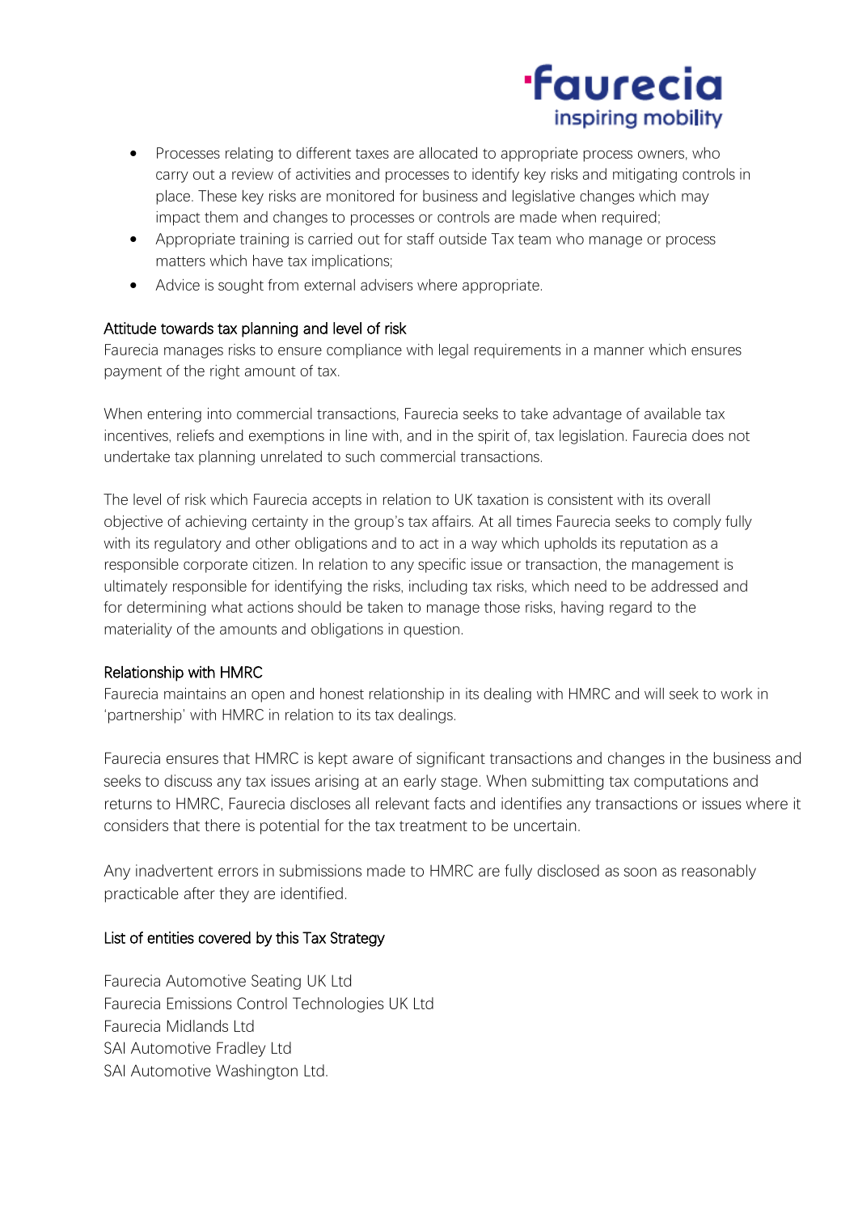- Processes relating to different taxes are allocated to appropriate process owners, who carry out a review of activities and processes to identify key risks and mitigating controls in place. These key risks are monitored for business and legislative changes which may impact them and changes to processes or controls are made when required;
- Appropriate training is carried out for staff outside Tax team who manage or process matters which have tax implications;
- Advice is sought from external advisers where appropriate.

## Attitude towards tax planning and level of risk

Faurecia manages risks to ensure compliance with legal requirements in a manner which ensures payment of the right amount of tax.

When entering into commercial transactions, Faurecia seeks to take advantage of available tax incentives, reliefs and exemptions in line with, and in the spirit of, tax legislation. Faurecia does not undertake tax planning unrelated to such commercial transactions.

The level of risk which Faurecia accepts in relation to UK taxation is consistent with its overall objective of achieving certainty in the group's tax affairs. At all times Faurecia seeks to comply fully with its regulatory and other obligations and to act in a way which upholds its reputation as a responsible corporate citizen. In relation to any specific issue or transaction, the management is ultimately responsible for identifying the risks, including tax risks, which need to be addressed and for determining what actions should be taken to manage those risks, having regard to the materiality of the amounts and obligations in question.

## Relationship with HMRC

Faurecia maintains an open and honest relationship in its dealing with HMRC and will seek to work in 'partnership' with HMRC in relation to its tax dealings.

Faurecia ensures that HMRC is kept aware of significant transactions and changes in the business and seeks to discuss any tax issues arising at an early stage. When submitting tax computations and returns to HMRC, Faurecia discloses all relevant facts and identifies any transactions or issues where it considers that there is potential for the tax treatment to be uncertain.

Any inadvertent errors in submissions made to HMRC are fully disclosed as soon as reasonably practicable after they are identified.

## List of entities covered by this Tax Strategy

Faurecia Automotive Seating UK Ltd
Faurecia Emissions Control Technologies UK Ltd
Faurecia Midlands Ltd
SAI Automotive Fradley Ltd
SAI Automotive Washington Ltd.